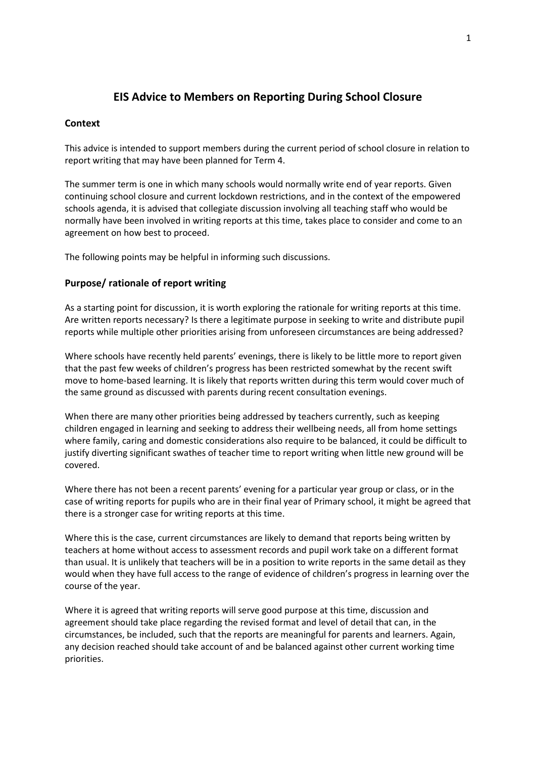# EIS Advice to Members on Reporting During School Closure

## Context

This advice is intended to support members during the current period of school closure in relation to report writing that may have been planned for Term 4.

The summer term is one in which many schools would normally write end of year reports. Given continuing school closure and current lockdown restrictions, and in the context of the empowered schools agenda, it is advised that collegiate discussion involving all teaching staff who would be normally have been involved in writing reports at this time, takes place to consider and come to an agreement on how best to proceed.

The following points may be helpful in informing such discussions.

## Purpose/ rationale of report writing

As a starting point for discussion, it is worth exploring the rationale for writing reports at this time. Are written reports necessary? Is there a legitimate purpose in seeking to write and distribute pupil reports while multiple other priorities arising from unforeseen circumstances are being addressed?

Where schools have recently held parents' evenings, there is likely to be little more to report given that the past few weeks of children's progress has been restricted somewhat by the recent swift move to home-based learning. It is likely that reports written during this term would cover much of the same ground as discussed with parents during recent consultation evenings.

When there are many other priorities being addressed by teachers currently, such as keeping children engaged in learning and seeking to address their wellbeing needs, all from home settings where family, caring and domestic considerations also require to be balanced, it could be difficult to justify diverting significant swathes of teacher time to report writing when little new ground will be covered.

Where there has not been a recent parents' evening for a particular year group or class, or in the case of writing reports for pupils who are in their final year of Primary school, it might be agreed that there is a stronger case for writing reports at this time.

Where this is the case, current circumstances are likely to demand that reports being written by teachers at home without access to assessment records and pupil work take on a different format than usual. It is unlikely that teachers will be in a position to write reports in the same detail as they would when they have full access to the range of evidence of children's progress in learning over the course of the year.

Where it is agreed that writing reports will serve good purpose at this time, discussion and agreement should take place regarding the revised format and level of detail that can, in the circumstances, be included, such that the reports are meaningful for parents and learners. Again, any decision reached should take account of and be balanced against other current working time priorities.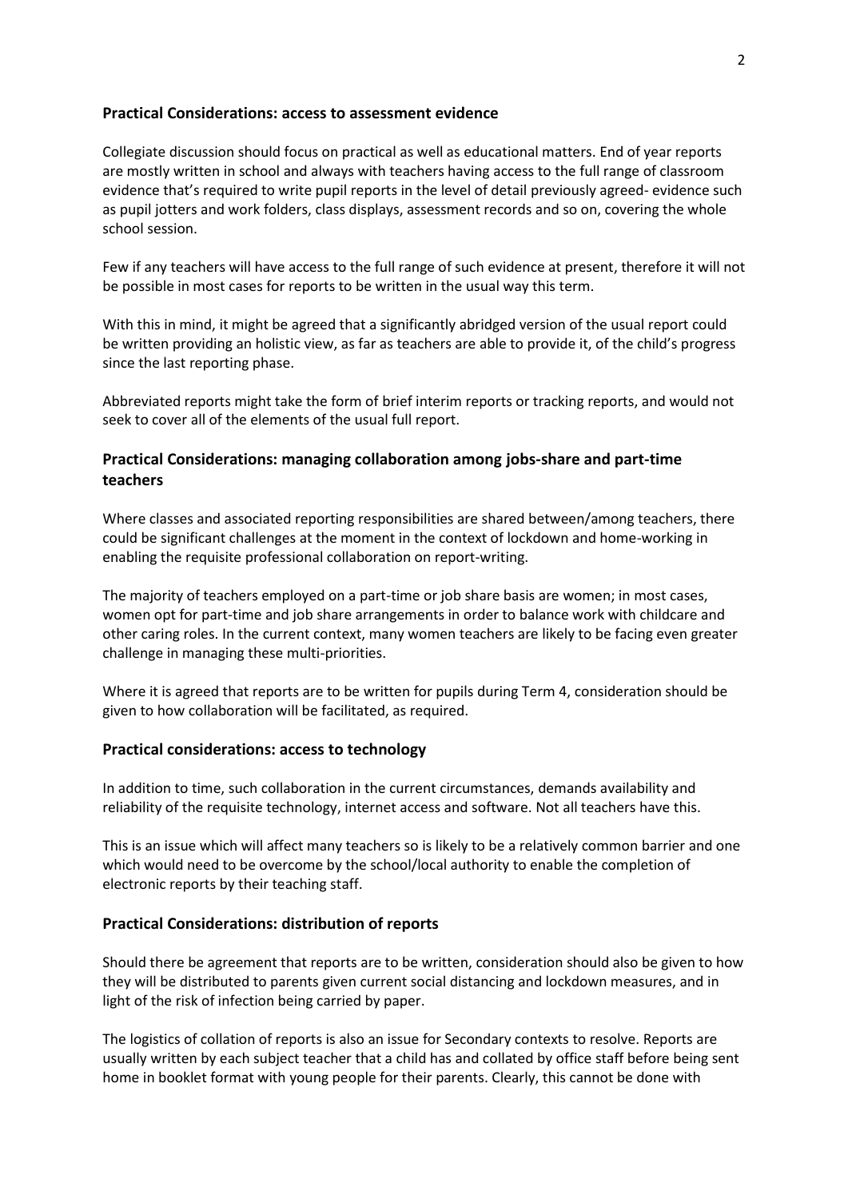## Practical Considerations: access to assessment evidence

Collegiate discussion should focus on practical as well as educational matters. End of year reports are mostly written in school and always with teachers having access to the full range of classroom evidence that's required to write pupil reports in the level of detail previously agreed- evidence such as pupil jotters and work folders, class displays, assessment records and so on, covering the whole school session.

Few if any teachers will have access to the full range of such evidence at present, therefore it will not be possible in most cases for reports to be written in the usual way this term.

With this in mind, it might be agreed that a significantly abridged version of the usual report could be written providing an holistic view, as far as teachers are able to provide it, of the child's progress since the last reporting phase.

Abbreviated reports might take the form of brief interim reports or tracking reports, and would not seek to cover all of the elements of the usual full report.

## Practical Considerations: managing collaboration among jobs-share and part-time teachers

Where classes and associated reporting responsibilities are shared between/among teachers, there could be significant challenges at the moment in the context of lockdown and home-working in enabling the requisite professional collaboration on report-writing.

The majority of teachers employed on a part-time or job share basis are women; in most cases, women opt for part-time and job share arrangements in order to balance work with childcare and other caring roles. In the current context, many women teachers are likely to be facing even greater challenge in managing these multi-priorities.

Where it is agreed that reports are to be written for pupils during Term 4, consideration should be given to how collaboration will be facilitated, as required.

## Practical considerations: access to technology

In addition to time, such collaboration in the current circumstances, demands availability and reliability of the requisite technology, internet access and software. Not all teachers have this.

This is an issue which will affect many teachers so is likely to be a relatively common barrier and one which would need to be overcome by the school/local authority to enable the completion of electronic reports by their teaching staff.

## Practical Considerations: distribution of reports

Should there be agreement that reports are to be written, consideration should also be given to how they will be distributed to parents given current social distancing and lockdown measures, and in light of the risk of infection being carried by paper.

The logistics of collation of reports is also an issue for Secondary contexts to resolve. Reports are usually written by each subject teacher that a child has and collated by office staff before being sent home in booklet format with young people for their parents. Clearly, this cannot be done with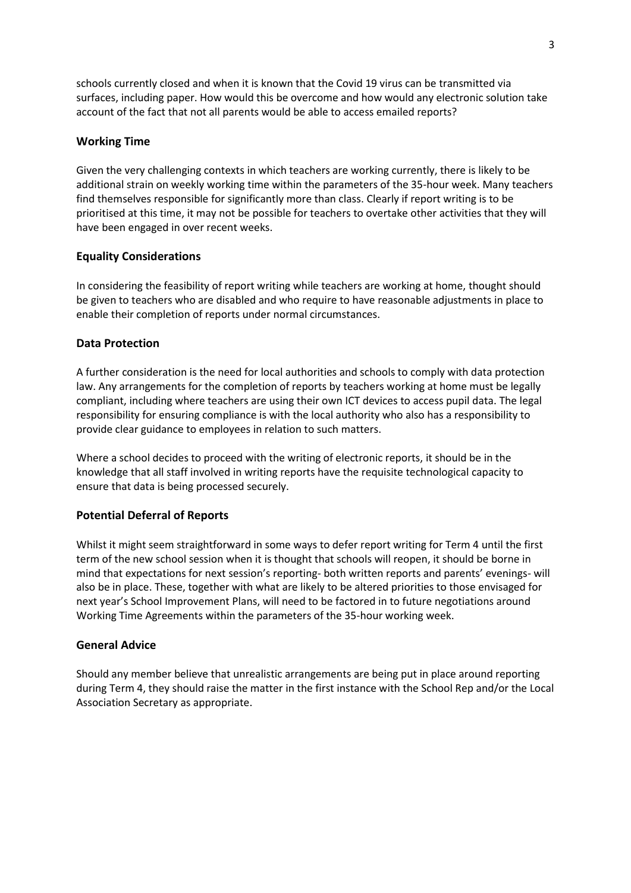schools currently closed and when it is known that the Covid 19 virus can be transmitted via surfaces, including paper. How would this be overcome and how would any electronic solution take account of the fact that not all parents would be able to access emailed reports?

## Working Time

Given the very challenging contexts in which teachers are working currently, there is likely to be additional strain on weekly working time within the parameters of the 35-hour week. Many teachers find themselves responsible for significantly more than class. Clearly if report writing is to be prioritised at this time, it may not be possible for teachers to overtake other activities that they will have been engaged in over recent weeks.

## Equality Considerations

In considering the feasibility of report writing while teachers are working at home, thought should be given to teachers who are disabled and who require to have reasonable adjustments in place to enable their completion of reports under normal circumstances.

## Data Protection

A further consideration is the need for local authorities and schools to comply with data protection law. Any arrangements for the completion of reports by teachers working at home must be legally compliant, including where teachers are using their own ICT devices to access pupil data. The legal responsibility for ensuring compliance is with the local authority who also has a responsibility to provide clear guidance to employees in relation to such matters.

Where a school decides to proceed with the writing of electronic reports, it should be in the knowledge that all staff involved in writing reports have the requisite technological capacity to ensure that data is being processed securely.

## Potential Deferral of Reports

Whilst it might seem straightforward in some ways to defer report writing for Term 4 until the first term of the new school session when it is thought that schools will reopen, it should be borne in mind that expectations for next session's reporting- both written reports and parents' evenings- will also be in place. These, together with what are likely to be altered priorities to those envisaged for next year's School Improvement Plans, will need to be factored in to future negotiations around Working Time Agreements within the parameters of the 35-hour working week.

## General Advice

Should any member believe that unrealistic arrangements are being put in place around reporting during Term 4, they should raise the matter in the first instance with the School Rep and/or the Local Association Secretary as appropriate.